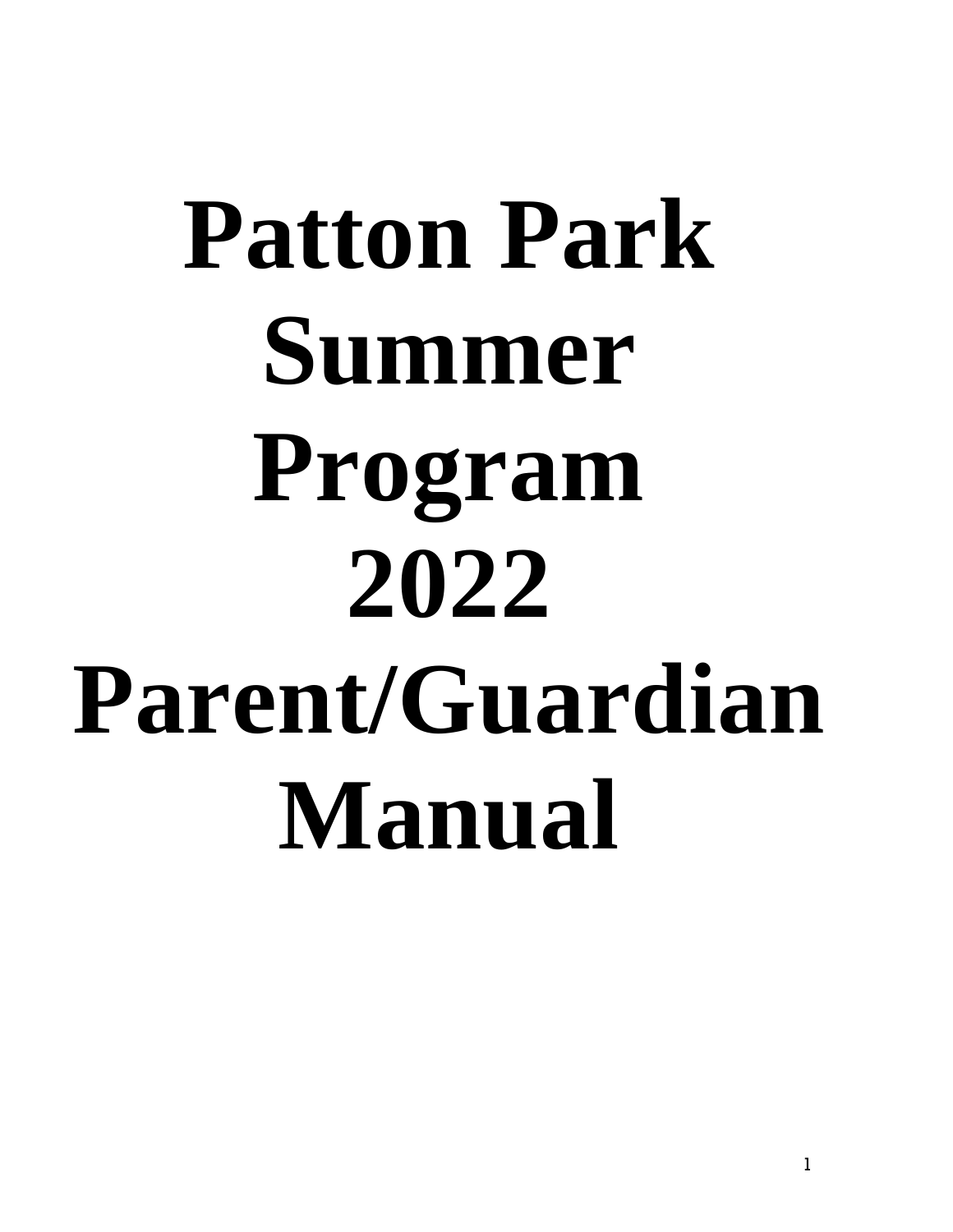# Patton Park Summer Program 2022 Parent/Guardian Manual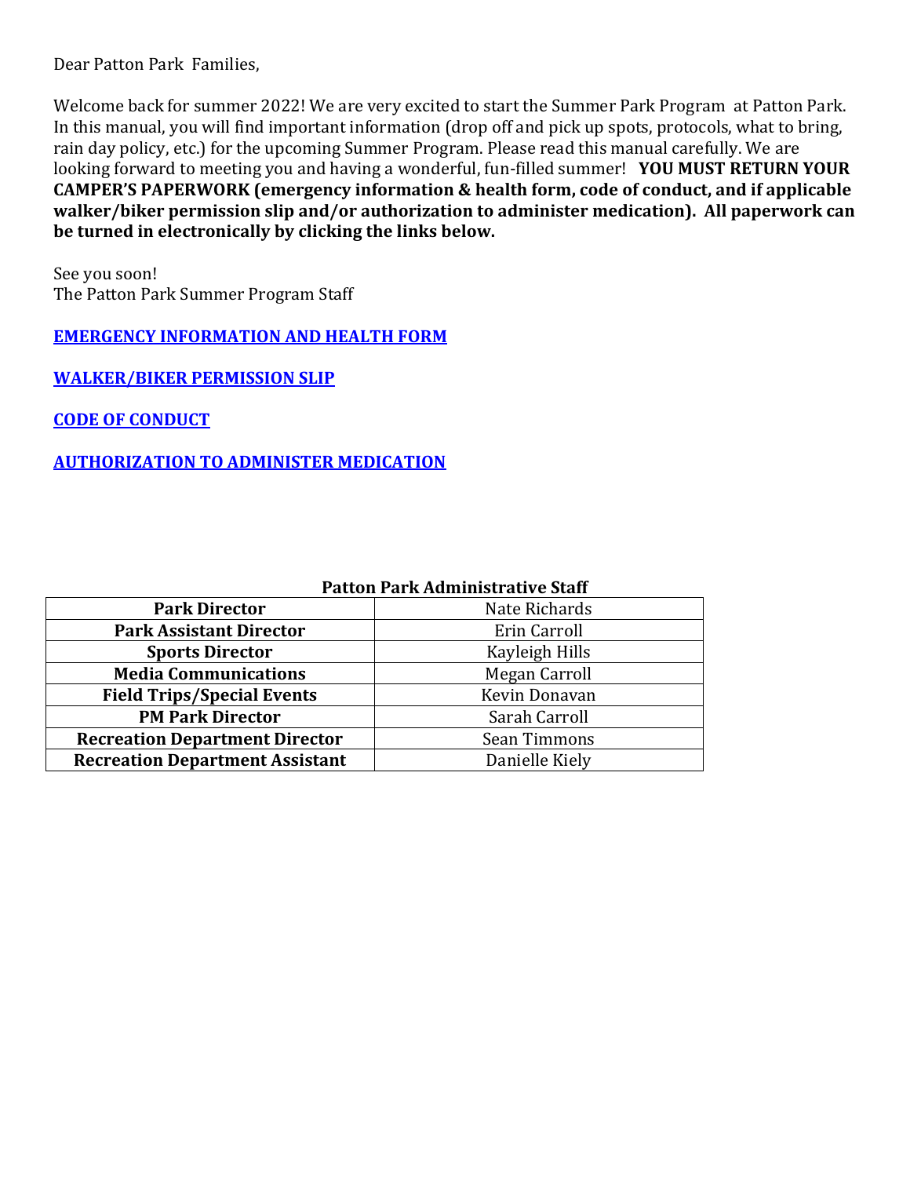Dear Patton Park Families,

Welcome back for summer 2022! We are very excited to start the Summer Park Program at Patton Park. In this manual, you will find important information (drop off and pick up spots, protocols, what to bring, rain day policy, etc.) for the upcoming Summer Program. Please read this manual carefully. We are looking forward to meeting you and having a wonderful, fun-filled summer! **YOU MUST RETURN YOUR CAMPER'S PAPERWORK (emergency information & health form, code of conduct, and if applicable walker/biker permission slip and/or authorization to administer medication). All paperwork can be turned in electronically by clicking the links below.**

See you soon!
The Patton Park Summer Program Staff

**EMERGENCY INFORMATION AND HEALTH FORM**

**WALKER/BIKER PERMISSION SLIP**

**CODE OF CONDUCT**

**AUTHORIZATION TO ADMINISTER MEDICATION**

**Patton Park Administrative Staff**

| | |
|---|---|
| **Park Director** | Nate Richards |
| **Park Assistant Director** | Erin Carroll |
| **Sports Director** | Kayleigh Hills |
| **Media Communications** | Megan Carroll |
| **Field Trips/Special Events** | Kevin Donavan |
| **PM Park Director** | Sarah Carroll |
| **Recreation Department Director** | Sean Timmons |
| **Recreation Department Assistant** | Danielle Kiely |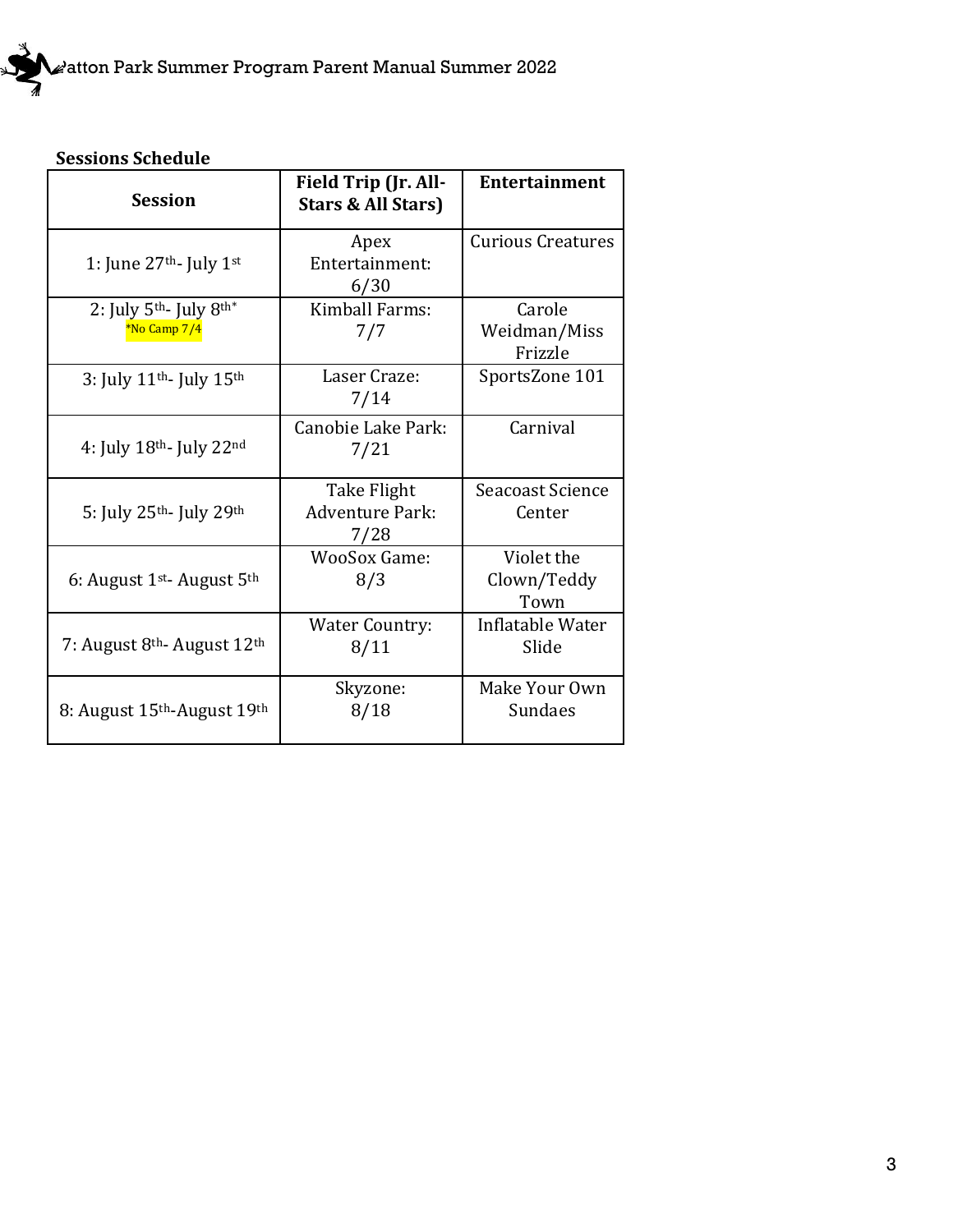## Sessions Schedule

| Session | Field Trip (Jr. All-Stars & All Stars) | Entertainment |
|---|---|---|
| 1: June 27th- July 1st | Apex Entertainment: 6/30 | Curious Creatures |
| 2: July 5th- July 8th* *No Camp 7/4 | Kimball Farms: 7/7 | Carole Weidman/Miss Frizzle |
| 3: July 11th- July 15th | Laser Craze: 7/14 | SportsZone 101 |
| 4: July 18th- July 22nd | Canobie Lake Park: 7/21 | Carnival |
| 5: July 25th- July 29th | Take Flight Adventure Park: 7/28 | Seacoast Science Center |
| 6: August 1st- August 5th | WooSox Game: 8/3 | Violet the Clown/Teddy Town |
| 7: August 8th- August 12th | Water Country: 8/11 | Inflatable Water Slide |
| 8: August 15th-August 19th | Skyzone: 8/18 | Make Your Own Sundaes |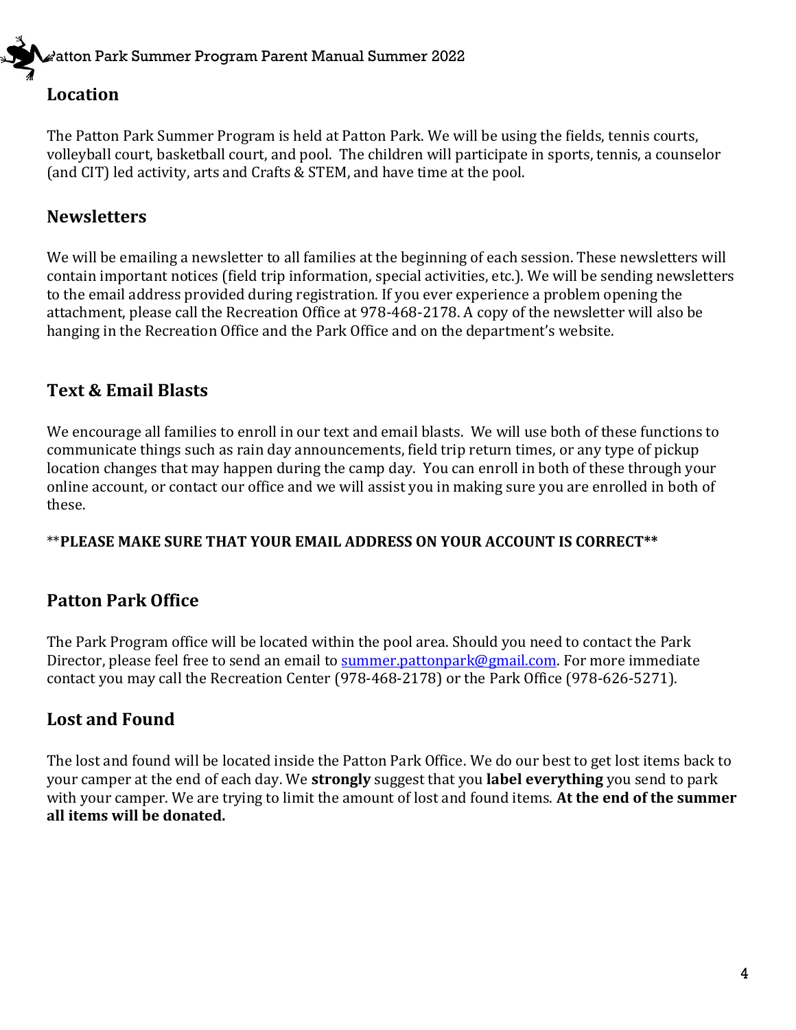## Location

The Patton Park Summer Program is held at Patton Park. We will be using the fields, tennis courts, volleyball court, basketball court, and pool. The children will participate in sports, tennis, a counselor (and CIT) led activity, arts and Crafts & STEM, and have time at the pool.

## Newsletters

We will be emailing a newsletter to all families at the beginning of each session. These newsletters will contain important notices (field trip information, special activities, etc.). We will be sending newsletters to the email address provided during registration. If you ever experience a problem opening the attachment, please call the Recreation Office at 978-468-2178. A copy of the newsletter will also be hanging in the Recreation Office and the Park Office and on the department's website.

## Text & Email Blasts

We encourage all families to enroll in our text and email blasts. We will use both of these functions to communicate things such as rain day announcements, field trip return times, or any type of pickup location changes that may happen during the camp day. You can enroll in both of these through your online account, or contact our office and we will assist you in making sure you are enrolled in both of these.

\*\***PLEASE MAKE SURE THAT YOUR EMAIL ADDRESS ON YOUR ACCOUNT IS CORRECT\*\***

## Patton Park Office

The Park Program office will be located within the pool area. Should you need to contact the Park Director, please feel free to send an email to summer.pattonpark@gmail.com. For more immediate contact you may call the Recreation Center (978-468-2178) or the Park Office (978-626-5271).

## Lost and Found

The lost and found will be located inside the Patton Park Office. We do our best to get lost items back to your camper at the end of each day. We **strongly** suggest that you **label everything** you send to park with your camper. We are trying to limit the amount of lost and found items. **At the end of the summer all items will be donated.**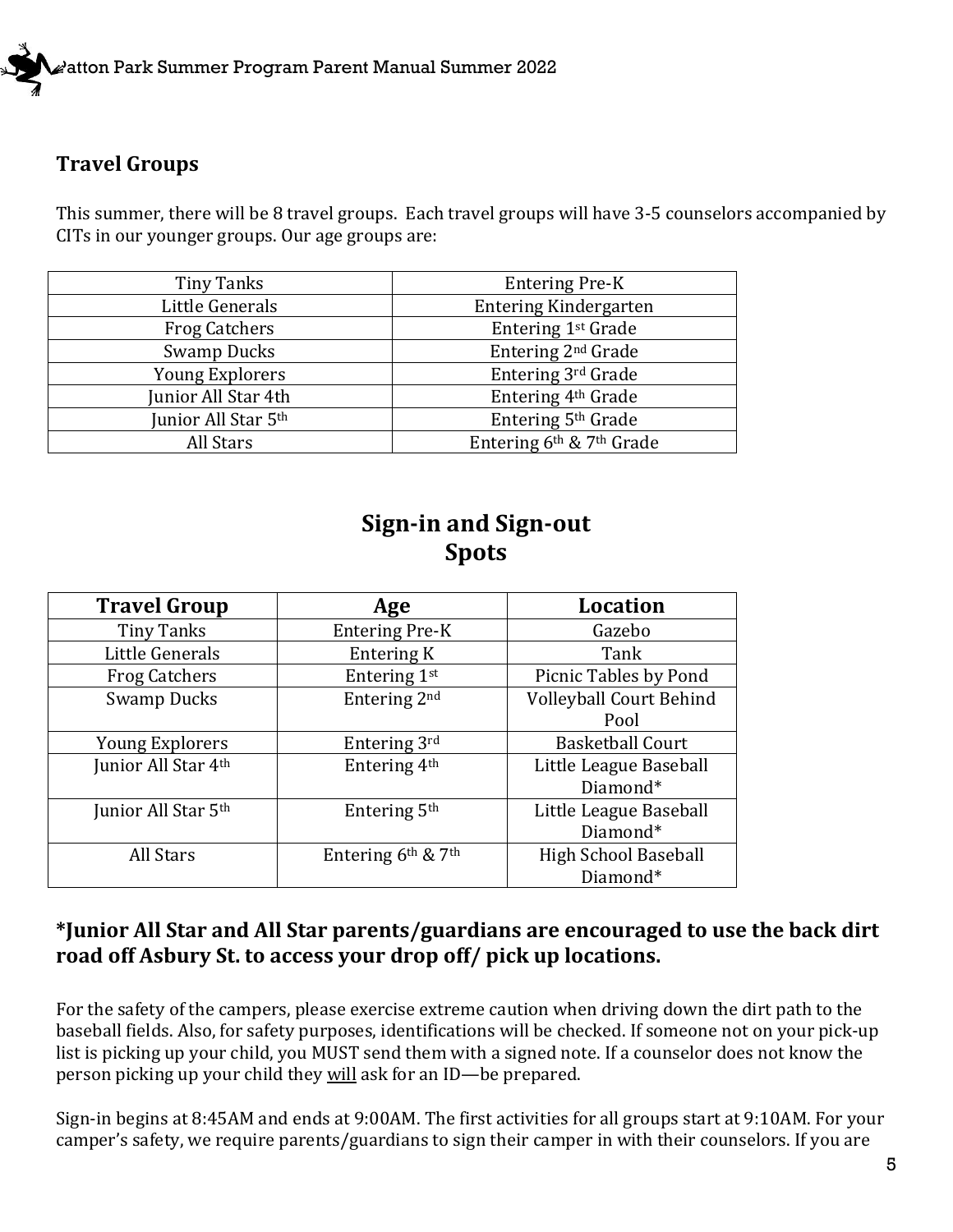## Travel Groups

This summer, there will be 8 travel groups. Each travel groups will have 3-5 counselors accompanied by CITs in our younger groups. Our age groups are:

| | |
|---|---|
| Tiny Tanks | Entering Pre-K |
| Little Generals | Entering Kindergarten |
| Frog Catchers | Entering 1st Grade |
| Swamp Ducks | Entering 2nd Grade |
| Young Explorers | Entering 3rd Grade |
| Junior All Star 4th | Entering 4th Grade |
| Junior All Star 5th | Entering 5th Grade |
| All Stars | Entering 6th & 7th Grade |

## Sign-in and Sign-out Spots

| Travel Group | Age | Location |
|---|---|---|
| Tiny Tanks | Entering Pre-K | Gazebo |
| Little Generals | Entering K | Tank |
| Frog Catchers | Entering 1st | Picnic Tables by Pond |
| Swamp Ducks | Entering 2nd | Volleyball Court Behind Pool |
| Young Explorers | Entering 3rd | Basketball Court |
| Junior All Star 4th | Entering 4th | Little League Baseball Diamond* |
| Junior All Star 5th | Entering 5th | Little League Baseball Diamond* |
| All Stars | Entering 6th & 7th | High School Baseball Diamond* |

**\*Junior All Star and All Star parents/guardians are encouraged to use the back dirt road off Asbury St. to access your drop off/ pick up locations.**

For the safety of the campers, please exercise extreme caution when driving down the dirt path to the baseball fields. Also, for safety purposes, identifications will be checked. If someone not on your pick-up list is picking up your child, you MUST send them with a signed note. If a counselor does not know the person picking up your child they <u>will</u> ask for an ID—be prepared.

Sign-in begins at 8:45AM and ends at 9:00AM. The first activities for all groups start at 9:10AM. For your camper's safety, we require parents/guardians to sign their camper in with their counselors. If you are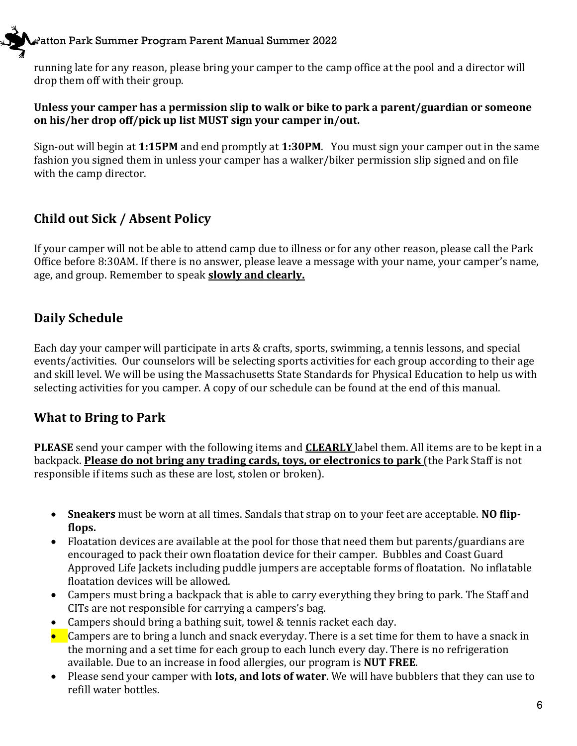running late for any reason, please bring your camper to the camp office at the pool and a director will drop them off with their group.

**Unless your camper has a permission slip to walk or bike to park a parent/guardian or someone on his/her drop off/pick up list MUST sign your camper in/out.**

Sign-out will begin at **1:15PM** and end promptly at **1:30PM**. You must sign your camper out in the same fashion you signed them in unless your camper has a walker/biker permission slip signed and on file with the camp director.

## Child out Sick / Absent Policy

If your camper will not be able to attend camp due to illness or for any other reason, please call the Park Office before 8:30AM. If there is no answer, please leave a message with your name, your camper's name, age, and group. Remember to speak **slowly and clearly.**

## Daily Schedule

Each day your camper will participate in arts & crafts, sports, swimming, a tennis lessons, and special events/activities. Our counselors will be selecting sports activities for each group according to their age and skill level. We will be using the Massachusetts State Standards for Physical Education to help us with selecting activities for you camper. A copy of our schedule can be found at the end of this manual.

## What to Bring to Park

**PLEASE** send your camper with the following items and **CLEARLY** label them. All items are to be kept in a backpack. **Please do not bring any trading cards, toys, or electronics to park** (the Park Staff is not responsible if items such as these are lost, stolen or broken).

- **Sneakers** must be worn at all times. Sandals that strap on to your feet are acceptable. **NO flip-flops.**
- Floatation devices are available at the pool for those that need them but parents/guardians are encouraged to pack their own floatation device for their camper. Bubbles and Coast Guard Approved Life Jackets including puddle jumpers are acceptable forms of floatation. No inflatable floatation devices will be allowed.
- Campers must bring a backpack that is able to carry everything they bring to park. The Staff and CITs are not responsible for carrying a campers's bag.
- Campers should bring a bathing suit, towel & tennis racket each day.
- Campers are to bring a lunch and snack everyday. There is a set time for them to have a snack in the morning and a set time for each group to each lunch every day. There is no refrigeration available. Due to an increase in food allergies, our program is **NUT FREE**.
- Please send your camper with **lots, and lots of water**. We will have bubblers that they can use to refill water bottles.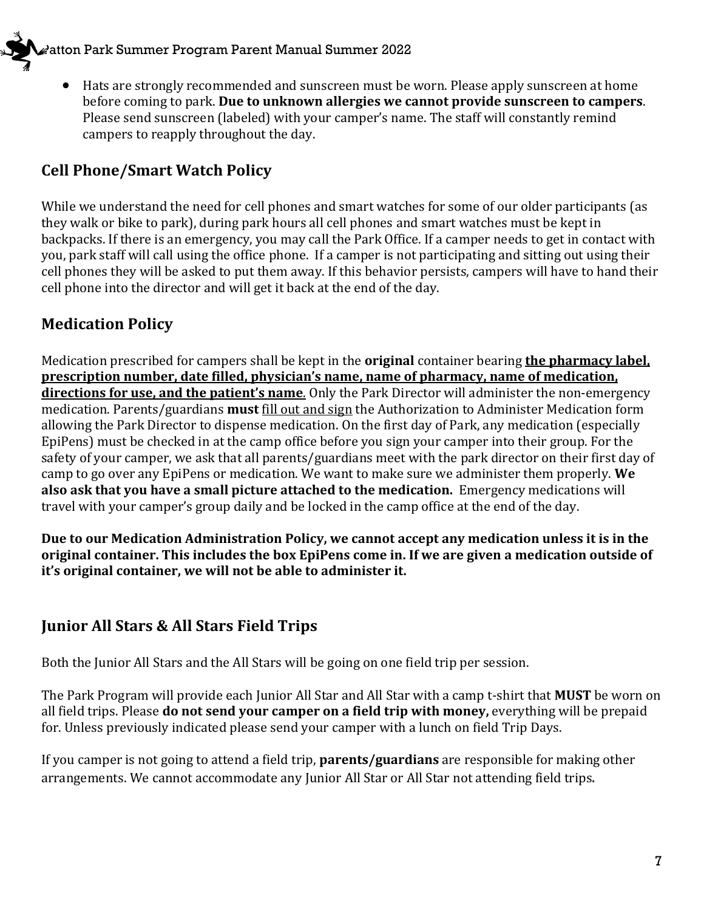- Hats are strongly recommended and sunscreen must be worn. Please apply sunscreen at home before coming to park. **Due to unknown allergies we cannot provide sunscreen to campers**. Please send sunscreen (labeled) with your camper's name. The staff will constantly remind campers to reapply throughout the day.

## Cell Phone/Smart Watch Policy

While we understand the need for cell phones and smart watches for some of our older participants (as they walk or bike to park), during park hours all cell phones and smart watches must be kept in backpacks. If there is an emergency, you may call the Park Office. If a camper needs to get in contact with you, park staff will call using the office phone. If a camper is not participating and sitting out using their cell phones they will be asked to put them away. If this behavior persists, campers will have to hand their cell phone into the director and will get it back at the end of the day.

## Medication Policy

Medication prescribed for campers shall be kept in the **original** container bearing **<u>the pharmacy label, prescription number, date filled, physician's name, name of pharmacy, name of medication, directions for use, and the patient's name</u>**. Only the Park Director will administer the non-emergency medication. Parents/guardians **must** <u>fill out and sign</u> the Authorization to Administer Medication form allowing the Park Director to dispense medication. On the first day of Park, any medication (especially EpiPens) must be checked in at the camp office before you sign your camper into their group. For the safety of your camper, we ask that all parents/guardians meet with the park director on their first day of camp to go over any EpiPens or medication. We want to make sure we administer them properly. **We also ask that you have a small picture attached to the medication.** Emergency medications will travel with your camper's group daily and be locked in the camp office at the end of the day.

**Due to our Medication Administration Policy, we cannot accept any medication unless it is in the original container. This includes the box EpiPens come in. If we are given a medication outside of it's original container, we will not be able to administer it.**

## Junior All Stars & All Stars Field Trips

Both the Junior All Stars and the All Stars will be going on one field trip per session.

The Park Program will provide each Junior All Star and All Star with a camp t-shirt that **MUST** be worn on all field trips. Please **do not send your camper on a field trip with money,** everything will be prepaid for. Unless previously indicated please send your camper with a lunch on field Trip Days.

If you camper is not going to attend a field trip, **parents/guardians** are responsible for making other arrangements. We cannot accommodate any Junior All Star or All Star not attending field trips.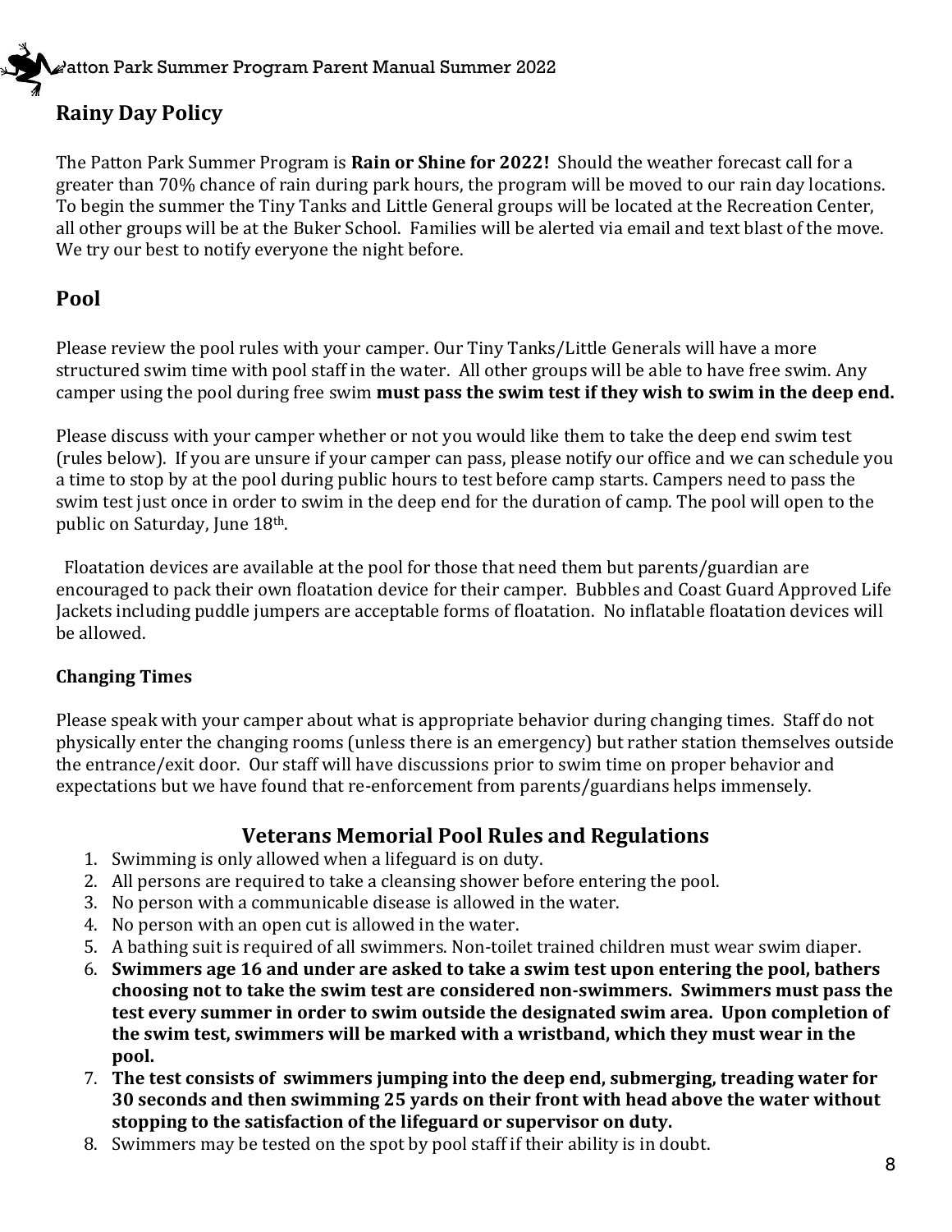## Rainy Day Policy

The Patton Park Summer Program is **Rain or Shine for 2022!** Should the weather forecast call for a greater than 70% chance of rain during park hours, the program will be moved to our rain day locations. To begin the summer the Tiny Tanks and Little General groups will be located at the Recreation Center, all other groups will be at the Buker School. Families will be alerted via email and text blast of the move. We try our best to notify everyone the night before.

## Pool

Please review the pool rules with your camper. Our Tiny Tanks/Little Generals will have a more structured swim time with pool staff in the water. All other groups will be able to have free swim. Any camper using the pool during free swim **must pass the swim test if they wish to swim in the deep end.**

Please discuss with your camper whether or not you would like them to take the deep end swim test (rules below). If you are unsure if your camper can pass, please notify our office and we can schedule you a time to stop by at the pool during public hours to test before camp starts. Campers need to pass the swim test just once in order to swim in the deep end for the duration of camp. The pool will open to the public on Saturday, June 18th.

Floatation devices are available at the pool for those that need them but parents/guardian are encouraged to pack their own floatation device for their camper. Bubbles and Coast Guard Approved Life Jackets including puddle jumpers are acceptable forms of floatation. No inflatable floatation devices will be allowed.

### Changing Times

Please speak with your camper about what is appropriate behavior during changing times. Staff do not physically enter the changing rooms (unless there is an emergency) but rather station themselves outside the entrance/exit door. Our staff will have discussions prior to swim time on proper behavior and expectations but we have found that re-enforcement from parents/guardians helps immensely.

## Veterans Memorial Pool Rules and Regulations

1. Swimming is only allowed when a lifeguard is on duty.
2. All persons are required to take a cleansing shower before entering the pool.
3. No person with a communicable disease is allowed in the water.
4. No person with an open cut is allowed in the water.
5. A bathing suit is required of all swimmers. Non-toilet trained children must wear swim diaper.
6. **Swimmers age 16 and under are asked to take a swim test upon entering the pool, bathers choosing not to take the swim test are considered non-swimmers. Swimmers must pass the test every summer in order to swim outside the designated swim area. Upon completion of the swim test, swimmers will be marked with a wristband, which they must wear in the pool.**
7. **The test consists of swimmers jumping into the deep end, submerging, treading water for 30 seconds and then swimming 25 yards on their front with head above the water without stopping to the satisfaction of the lifeguard or supervisor on duty.**
8. Swimmers may be tested on the spot by pool staff if their ability is in doubt.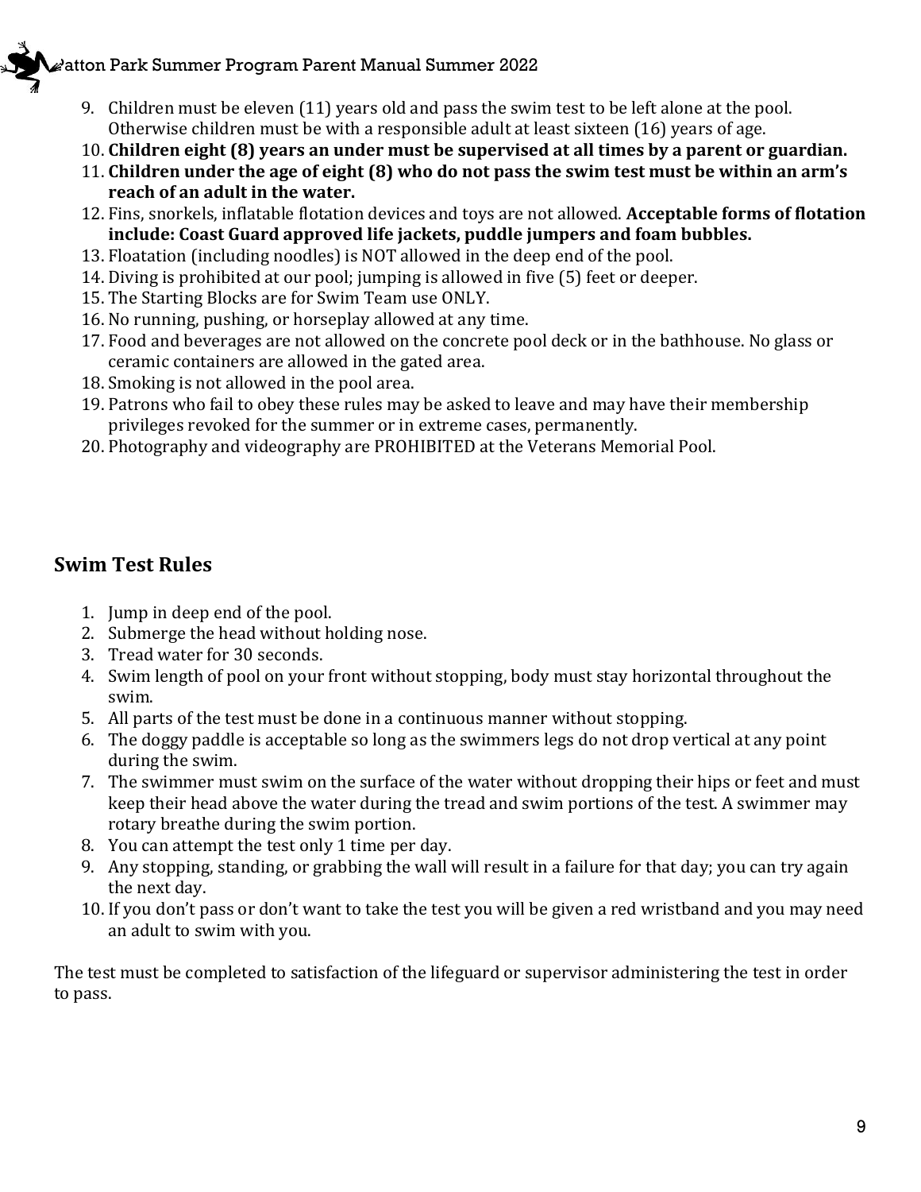9. Children must be eleven (11) years old and pass the swim test to be left alone at the pool. Otherwise children must be with a responsible adult at least sixteen (16) years of age.
10. **Children eight (8) years an under must be supervised at all times by a parent or guardian.**
11. **Children under the age of eight (8) who do not pass the swim test must be within an arm's reach of an adult in the water.**
12. Fins, snorkels, inflatable flotation devices and toys are not allowed. **Acceptable forms of flotation include: Coast Guard approved life jackets, puddle jumpers and foam bubbles.**
13. Floatation (including noodles) is NOT allowed in the deep end of the pool.
14. Diving is prohibited at our pool; jumping is allowed in five (5) feet or deeper.
15. The Starting Blocks are for Swim Team use ONLY.
16. No running, pushing, or horseplay allowed at any time.
17. Food and beverages are not allowed on the concrete pool deck or in the bathhouse. No glass or ceramic containers are allowed in the gated area.
18. Smoking is not allowed in the pool area.
19. Patrons who fail to obey these rules may be asked to leave and may have their membership privileges revoked for the summer or in extreme cases, permanently.
20. Photography and videography are PROHIBITED at the Veterans Memorial Pool.

## Swim Test Rules

1. Jump in deep end of the pool.
2. Submerge the head without holding nose.
3. Tread water for 30 seconds.
4. Swim length of pool on your front without stopping, body must stay horizontal throughout the swim.
5. All parts of the test must be done in a continuous manner without stopping.
6. The doggy paddle is acceptable so long as the swimmers legs do not drop vertical at any point during the swim.
7. The swimmer must swim on the surface of the water without dropping their hips or feet and must keep their head above the water during the tread and swim portions of the test. A swimmer may rotary breathe during the swim portion.
8. You can attempt the test only 1 time per day.
9. Any stopping, standing, or grabbing the wall will result in a failure for that day; you can try again the next day.
10. If you don't pass or don't want to take the test you will be given a red wristband and you may need an adult to swim with you.

The test must be completed to satisfaction of the lifeguard or supervisor administering the test in order to pass.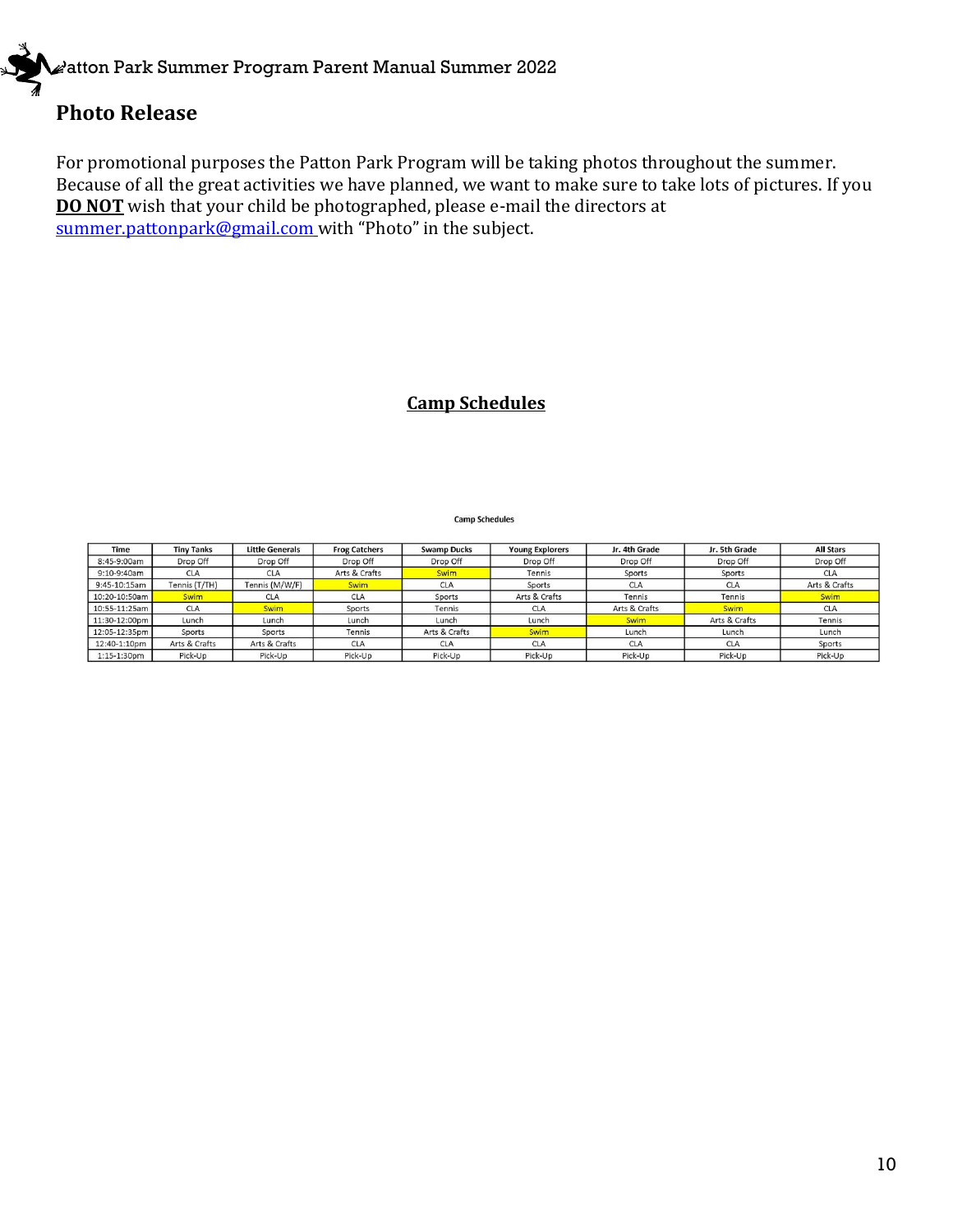## Photo Release

For promotional purposes the Patton Park Program will be taking photos throughout the summer. Because of all the great activities we have planned, we want to make sure to take lots of pictures. If you **DO NOT** wish that your child be photographed, please e-mail the directors at summer.pattonpark@gmail.com with "Photo" in the subject.

## Camp Schedules

Camp Schedules

| Time | Tiny Tanks | Little Generals | Frog Catchers | Swamp Ducks | Young Explorers | Jr. 4th Grade | Jr. 5th Grade | All Stars |
|---|---|---|---|---|---|---|---|---|
| 8:45-9:00am | Drop Off | Drop Off | Drop Off | Drop Off | Drop Off | Drop Off | Drop Off | Drop Off |
| 9:10-9:40am | CLA | CLA | Arts & Crafts | Swim | Tennis | Sports | Sports | CLA |
| 9:45-10:15am | Tennis (T/TH) | Tennis (M/W/F) | Swim | CLA | Sports | CLA | CLA | Arts & Crafts |
| 10:20-10:50am | Swim | CLA | CLA | Sports | Arts & Crafts | Tennis | Tennis | Swim |
| 10:55-11:25am | CLA | Swim | Sports | Tennis | CLA | Arts & Crafts | Swim | CLA |
| 11:30-12:00pm | Lunch | Lunch | Lunch | Lunch | Lunch | Swim | Arts & Crafts | Tennis |
| 12:05-12:35pm | Sports | Sports | Tennis | Arts & Crafts | Swim | Lunch | Lunch | Lunch |
| 12:40-1:10pm | Arts & Crafts | Arts & Crafts | CLA | CLA | CLA | CLA | CLA | Sports |
| 1:15-1:30pm | Pick-Up | Pick-Up | Pick-Up | Pick-Up | Pick-Up | Pick-Up | Pick-Up | Pick-Up |